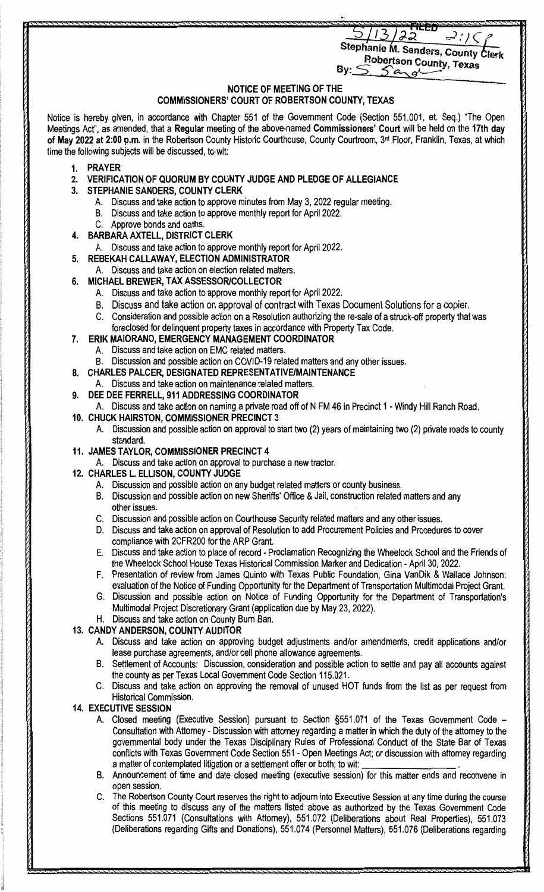FILED
5/13/22 2:15 P
Stephanie M. Sanders, County Clerk
Robertson County, Texas
By: S. Sand

## NOTICE OF MEETING OF THE COMMISSIONERS' COURT OF ROBERTSON COUNTY, TEXAS

Notice is hereby given, in accordance with Chapter 551 of the Government Code (Section 551.001, et. Seq.) "The Open Meetings Act", as amended, that a **Regular** meeting of the above-named **Commissioners' Court** will be held on the **17th day of May 2022 at 2:00 p.m.** in the Robertson County Historic Courthouse, County Courtroom, 3rd Floor, Franklin, Texas, at which time the following subjects will be discussed, to-wit:

1. **PRAYER**
2. **VERIFICATION OF QUORUM BY COUNTY JUDGE AND PLEDGE OF ALLEGIANCE**
3. **STEPHANIE SANDERS, COUNTY CLERK**
   - A. Discuss and take action to approve minutes from May 3, 2022 regular meeting.
   - B. Discuss and take action to approve monthly report for April 2022.
   - C. Approve bonds and oaths.
4. **BARBARA AXTELL, DISTRICT CLERK**
   - A. Discuss and take action to approve monthly report for April 2022.
5. **REBEKAH CALLAWAY, ELECTION ADMINISTRATOR**
   - A. Discuss and take action on election related matters.
6. **MICHAEL BREWER, TAX ASSESSOR/COLLECTOR**
   - A. Discuss and take action to approve monthly report for April 2022.
   - B. Discuss and take action on approval of contract with Texas Document Solutions for a copier.
   - C. Consideration and possible action on a Resolution authorizing the re-sale of a struck-off property that was foreclosed for delinquent property taxes in accordance with Property Tax Code.
7. **ERIK MAIORANO, EMERGENCY MANAGEMENT COORDINATOR**
   - A. Discuss and take action on EMC related matters.
   - B. Discussion and possible action on COVID-19 related matters and any other issues.
8. **CHARLES PALCER, DESIGNATED REPRESENTATIVE/MAINTENANCE**
   - A. Discuss and take action on maintenance related matters.
9. **DEE DEE FERRELL, 911 ADDRESSING COORDINATOR**
   - A. Discuss and take action on naming a private road off of N FM 46 in Precinct 1 - Windy Hill Ranch Road.
10. **CHUCK HAIRSTON, COMMISSIONER PRECINCT 3**
    - A. Discussion and possible action on approval to start two (2) years of maintaining two (2) private roads to county standard.
11. **JAMES TAYLOR, COMMISSIONER PRECINCT 4**
    - A. Discuss and take action on approval to purchase a new tractor.
12. **CHARLES L. ELLISON, COUNTY JUDGE**
    - A. Discussion and possible action on any budget related matters or county business.
    - B. Discussion and possible action on new Sheriffs' Office & Jail, construction related matters and any other issues.
    - C. Discussion and possible action on Courthouse Security related matters and any other issues.
    - D. Discuss and take action on approval of Resolution to add Procurement Policies and Procedures to cover compliance with 2CFR200 for the ARP Grant.
    - E. Discuss and take action to place of record - Proclamation Recognizing the Wheelock School and the Friends of the Wheelock School House Texas Historical Commission Marker and Dedication - April 30, 2022.
    - F. Presentation of review from James Quinto with Texas Public Foundation, Gina VanDik & Wallace Johnson: evaluation of the Notice of Funding Opportunity for the Department of Transportation Multimodal Project Grant.
    - G. Discussion and possible action on Notice of Funding Opportunity for the Department of Transportation's Multimodal Project Discretionary Grant (application due by May 23, 2022).
    - H. Discuss and take action on County Burn Ban.
13. **CANDY ANDERSON, COUNTY AUDITOR**
    - A. Discuss and take action on approving budget adjustments and/or amendments, credit applications and/or lease purchase agreements, and/or cell phone allowance agreements.
    - B. Settlement of Accounts: Discussion, consideration and possible action to settle and pay all accounts against the county as per Texas Local Government Code Section 115.021.
    - C. Discuss and take action on approving the removal of unused HOT funds from the list as per request from Historical Commission.
14. **EXECUTIVE SESSION**
    - A. Closed meeting (Executive Session) pursuant to Section §551.071 of the Texas Government Code – Consultation with Attorney - Discussion with attorney regarding a matter in which the duty of the attorney to the governmental body under the Texas Disciplinary Rules of Professional Conduct of the State Bar of Texas conflicts with Texas Government Code Section 551 - Open Meetings Act; or discussion with attorney regarding a matter of contemplated litigation or a settlement offer or both; to wit: ______________.
    - B. Announcement of time and date closed meeting (executive session) for this matter ends and reconvene in open session.
    - C. The Robertson County Court reserves the right to adjourn into Executive Session at any time during the course of this meeting to discuss any of the matters listed above as authorized by the Texas Government Code Sections 551.071 (Consultations with Attorney), 551.072 (Deliberations about Real Properties), 551.073 (Deliberations regarding Gifts and Donations), 551.074 (Personnel Matters), 551.076 (Deliberations regarding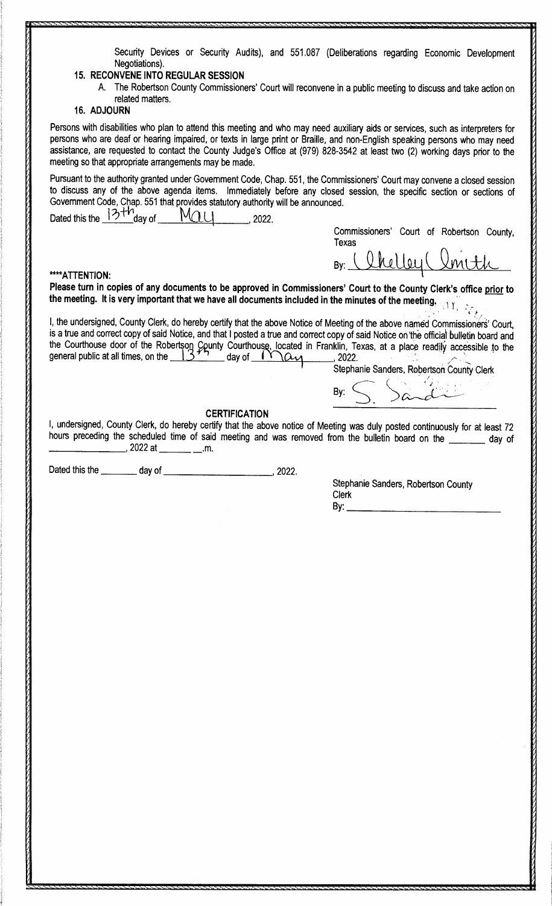Security Devices or Security Audits), and 551.087 (Deliberations regarding Economic Development Negotiations).

**15. RECONVENE INTO REGULAR SESSION**

A. The Robertson County Commissioners' Court will reconvene in a public meeting to discuss and take action on related matters.

**16. ADJOURN**

Persons with disabilities who plan to attend this meeting and who may need auxiliary aids or services, such as interpreters for persons who are deaf or hearing impaired, or texts in large print or Braille, and non-English speaking persons who may need assistance, are requested to contact the County Judge's Office at (979) 828-3542 at least two (2) working days prior to the meeting so that appropriate arrangements may be made.

Pursuant to the authority granted under Government Code, Chap. 551, the Commissioners' Court may convene a closed session to discuss any of the above agenda items. Immediately before any closed session, the specific section or sections of Government Code, Chap. 551 that provides statutory authority will be announced.

Dated this the 13th day of May, 2022.

Commissioners' Court of Robertson County, Texas

By: Shelley Smith

**\*\*\*\*ATTENTION:**

**Please turn in copies of any documents to be approved in Commissioners' Court to the County Clerk's office prior to the meeting. It is very important that we have all documents included in the minutes of the meeting.**

I, the undersigned, County Clerk, do hereby certify that the above Notice of Meeting of the above named Commissioners' Court, is a true and correct copy of said Notice, and that I posted a true and correct copy of said Notice on the official bulletin board and the Courthouse door of the Robertson County Courthouse, located in Franklin, Texas, at a place readily accessible to the general public at all times, on the 13th day of May, 2022.

Stephanie Sanders, Robertson County Clerk

By: S. Sanders

**CERTIFICATION**

I, undersigned, County Clerk, do hereby certify that the above notice of Meeting was duly posted continuously for at least 72 hours preceding the scheduled time of said meeting and was removed from the bulletin board on the _______ day of _______________, 2022 at _______ __.m.

Dated this the ________ day of ______________________, 2022.

Stephanie Sanders, Robertson County Clerk

By: ______________________________